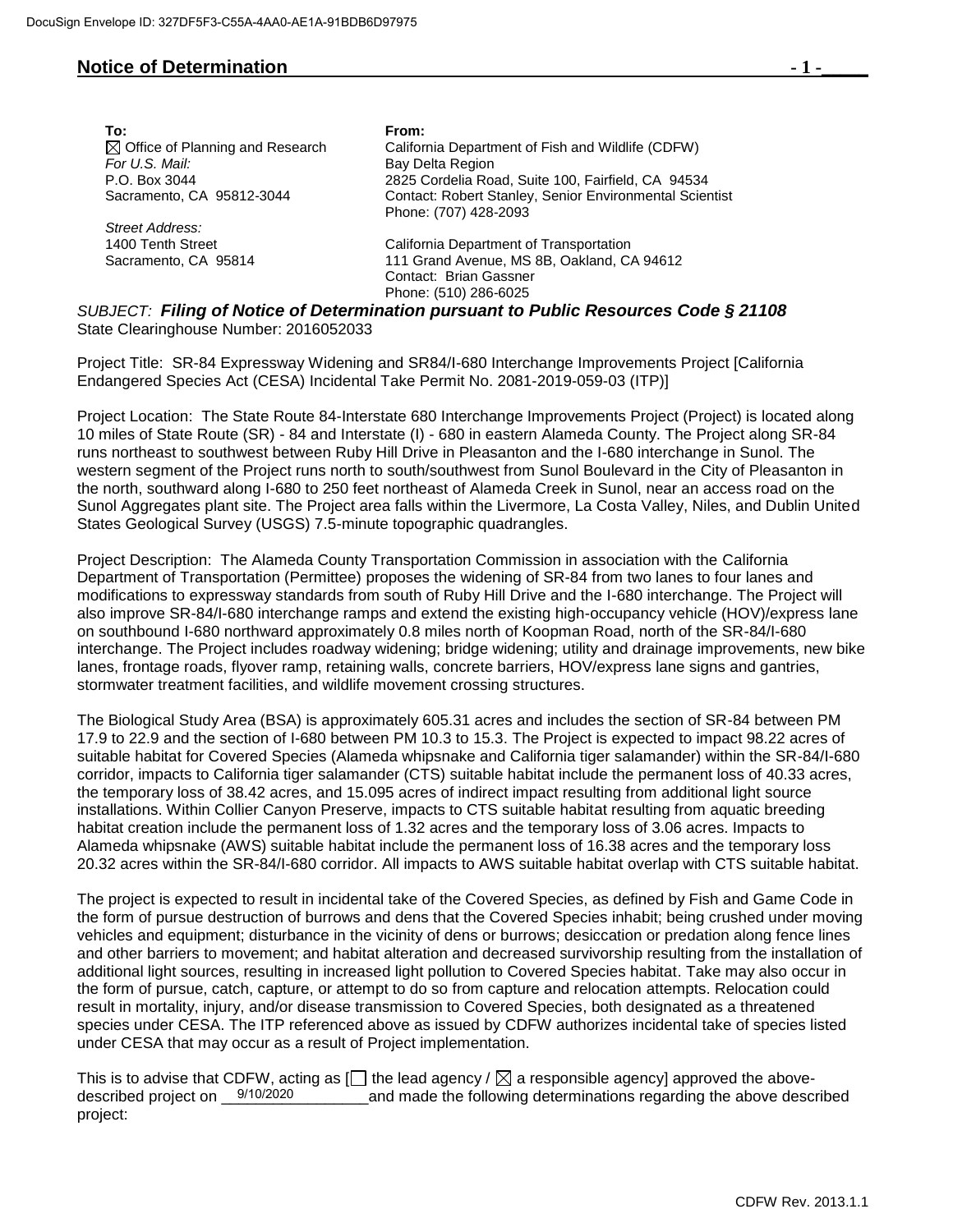DocuSign Envelope ID: 327DF5F3-C55A-4AA0-AE1A-91BDB6D97975

## Notice of Determination

**To:**
☒ Office of Planning and Research
*For U.S. Mail:*
P.O. Box 3044
Sacramento, CA 95812-3044

*Street Address:*
1400 Tenth Street
Sacramento, CA 95814

**From:**
California Department of Fish and Wildlife (CDFW)
Bay Delta Region
2825 Cordelia Road, Suite 100, Fairfield, CA 94534
Contact: Robert Stanley, Senior Environmental Scientist
Phone: (707) 428-2093

California Department of Transportation
111 Grand Avenue, MS 8B, Oakland, CA 94612
Contact: Brian Gassner
Phone: (510) 286-6025

*SUBJECT:* ***Filing of Notice of Determination pursuant to Public Resources Code § 21108***
State Clearinghouse Number: 2016052033

Project Title: SR-84 Expressway Widening and SR84/I-680 Interchange Improvements Project [California Endangered Species Act (CESA) Incidental Take Permit No. 2081-2019-059-03 (ITP)]

Project Location: The State Route 84-Interstate 680 Interchange Improvements Project (Project) is located along 10 miles of State Route (SR) - 84 and Interstate (I) - 680 in eastern Alameda County. The Project along SR-84 runs northeast to southwest between Ruby Hill Drive in Pleasanton and the I-680 interchange in Sunol. The western segment of the Project runs north to south/southwest from Sunol Boulevard in the City of Pleasanton in the north, southward along I-680 to 250 feet northeast of Alameda Creek in Sunol, near an access road on the Sunol Aggregates plant site. The Project area falls within the Livermore, La Costa Valley, Niles, and Dublin United States Geological Survey (USGS) 7.5-minute topographic quadrangles.

Project Description: The Alameda County Transportation Commission in association with the California Department of Transportation (Permittee) proposes the widening of SR-84 from two lanes to four lanes and modifications to expressway standards from south of Ruby Hill Drive and the I-680 interchange. The Project will also improve SR-84/I-680 interchange ramps and extend the existing high-occupancy vehicle (HOV)/express lane on southbound I-680 northward approximately 0.8 miles north of Koopman Road, north of the SR-84/I-680 interchange. The Project includes roadway widening; bridge widening; utility and drainage improvements, new bike lanes, frontage roads, flyover ramp, retaining walls, concrete barriers, HOV/express lane signs and gantries, stormwater treatment facilities, and wildlife movement crossing structures.

The Biological Study Area (BSA) is approximately 605.31 acres and includes the section of SR-84 between PM 17.9 to 22.9 and the section of I-680 between PM 10.3 to 15.3. The Project is expected to impact 98.22 acres of suitable habitat for Covered Species (Alameda whipsnake and California tiger salamander) within the SR-84/I-680 corridor, impacts to California tiger salamander (CTS) suitable habitat include the permanent loss of 40.33 acres, the temporary loss of 38.42 acres, and 15.095 acres of indirect impact resulting from additional light source installations. Within Collier Canyon Preserve, impacts to CTS suitable habitat resulting from aquatic breeding habitat creation include the permanent loss of 1.32 acres and the temporary loss of 3.06 acres. Impacts to Alameda whipsnake (AWS) suitable habitat include the permanent loss of 16.38 acres and the temporary loss 20.32 acres within the SR-84/I-680 corridor. All impacts to AWS suitable habitat overlap with CTS suitable habitat.

The project is expected to result in incidental take of the Covered Species, as defined by Fish and Game Code in the form of pursue destruction of burrows and dens that the Covered Species inhabit; being crushed under moving vehicles and equipment; disturbance in the vicinity of dens or burrows; desiccation or predation along fence lines and other barriers to movement; and habitat alteration and decreased survivorship resulting from the installation of additional light sources, resulting in increased light pollution to Covered Species habitat. Take may also occur in the form of pursue, catch, capture, or attempt to do so from capture and relocation attempts. Relocation could result in mortality, injury, and/or disease transmission to Covered Species, both designated as a threatened species under CESA. The ITP referenced above as issued by CDFW authorizes incidental take of species listed under CESA that may occur as a result of Project implementation.

This is to advise that CDFW, acting as [☐ the lead agency / ☒ a responsible agency] approved the above-described project on 9/10/2020 and made the following determinations regarding the above described project:

CDFW Rev. 2013.1.1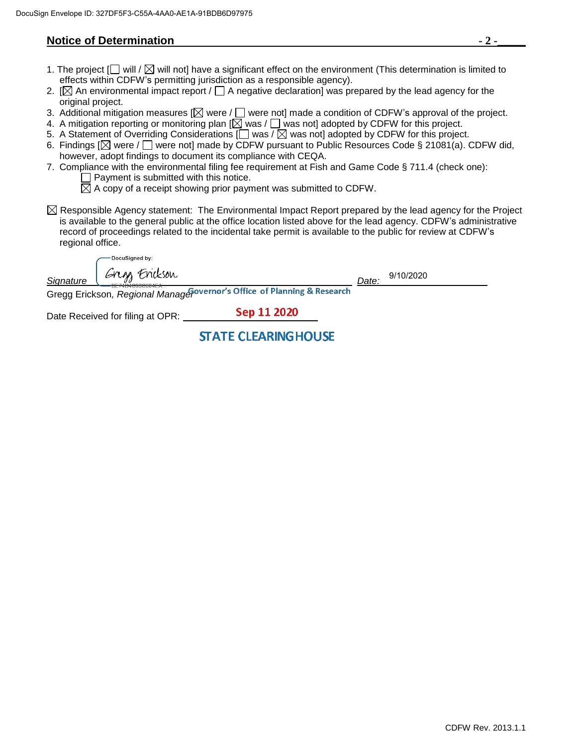DocuSign Envelope ID: 327DF5F3-C55A-4AA0-AE1A-91BDB6D97975

## Notice of Determination

1. The project [☐ will / ☒ will not] have a significant effect on the environment (This determination is limited to effects within CDFW's permitting jurisdiction as a responsible agency).
2. [☒ An environmental impact report / ☐ A negative declaration] was prepared by the lead agency for the original project.
3. Additional mitigation measures [☒ were / ☐ were not] made a condition of CDFW's approval of the project.
4. A mitigation reporting or monitoring plan [☒ was / ☐ was not] adopted by CDFW for this project.
5. A Statement of Overriding Considerations [☐ was / ☒ was not] adopted by CDFW for this project.
6. Findings [☒ were / ☐ were not] made by CDFW pursuant to Public Resources Code § 21081(a). CDFW did, however, adopt findings to document its compliance with CEQA.
7. Compliance with the environmental filing fee requirement at Fish and Game Code § 711.4 (check one):
   - ☐ Payment is submitted with this notice.
   - ☒ A copy of a receipt showing prior payment was submitted to CDFW.

☒ Responsible Agency statement: The Environmental Impact Report prepared by the lead agency for the Project is available to the general public at the office location listed above for the lead agency. CDFW's administrative record of proceedings related to the incidental take permit is available to the public for review at CDFW's regional office.

*Signature* DocuSigned by: Gregg Erickson BE74B4C330004EA *Date:* 9/10/2020

Gregg Erickson, *Regional Manager*

Governor's Office of Planning & Research

Date Received for filing at OPR: Sep 11 2020

STATE CLEARINGHOUSE

CDFW Rev. 2013.1.1